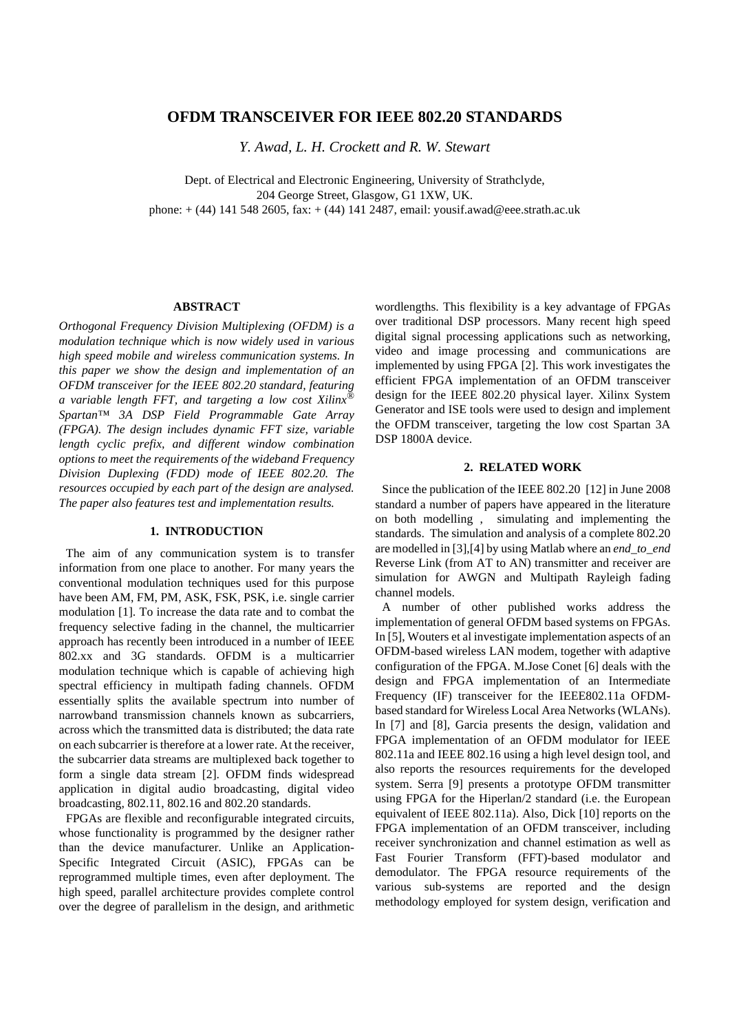# OFDM TRANSCEIVER FOR IEEE 802.20 STANDARDS

*Y. Awad, L. H. Crockett and R. W. Stewart*

Dept. of Electrical and Electronic Engineering, University of Strathclyde,
204 George Street, Glasgow, G1 1XW, UK.
phone: + (44) 141 548 2605, fax: + (44) 141 2487, email: yousif.awad@eee.strath.ac.uk

## ABSTRACT

*Orthogonal Frequency Division Multiplexing (OFDM) is a modulation technique which is now widely used in various high speed mobile and wireless communication systems. In this paper we show the design and implementation of an OFDM transceiver for the IEEE 802.20 standard, featuring a variable length FFT, and targeting a low cost Xilinx® Spartan™ 3A DSP Field Programmable Gate Array (FPGA). The design includes dynamic FFT size, variable length cyclic prefix, and different window combination options to meet the requirements of the wideband Frequency Division Duplexing (FDD) mode of IEEE 802.20. The resources occupied by each part of the design are analysed. The paper also features test and implementation results.*

## 1. INTRODUCTION

The aim of any communication system is to transfer information from one place to another. For many years the conventional modulation techniques used for this purpose have been AM, FM, PM, ASK, FSK, PSK, i.e. single carrier modulation [1]. To increase the data rate and to combat the frequency selective fading in the channel, the multicarrier approach has recently been introduced in a number of IEEE 802.xx and 3G standards. OFDM is a multicarrier modulation technique which is capable of achieving high spectral efficiency in multipath fading channels. OFDM essentially splits the available spectrum into number of narrowband transmission channels known as subcarriers, across which the transmitted data is distributed; the data rate on each subcarrier is therefore at a lower rate. At the receiver, the subcarrier data streams are multiplexed back together to form a single data stream [2]. OFDM finds widespread application in digital audio broadcasting, digital video broadcasting, 802.11, 802.16 and 802.20 standards.

FPGAs are flexible and reconfigurable integrated circuits, whose functionality is programmed by the designer rather than the device manufacturer. Unlike an Application-Specific Integrated Circuit (ASIC), FPGAs can be reprogrammed multiple times, even after deployment. The high speed, parallel architecture provides complete control over the degree of parallelism in the design, and arithmetic wordlengths. This flexibility is a key advantage of FPGAs over traditional DSP processors. Many recent high speed digital signal processing applications such as networking, video and image processing and communications are implemented by using FPGA [2]. This work investigates the efficient FPGA implementation of an OFDM transceiver design for the IEEE 802.20 physical layer. Xilinx System Generator and ISE tools were used to design and implement the OFDM transceiver, targeting the low cost Spartan 3A DSP 1800A device.

## 2. RELATED WORK

Since the publication of the IEEE 802.20 [12] in June 2008 standard a number of papers have appeared in the literature on both modelling , simulating and implementing the standards. The simulation and analysis of a complete 802.20 are modelled in [3],[4] by using Matlab where an *end_to_end* Reverse Link (from AT to AN) transmitter and receiver are simulation for AWGN and Multipath Rayleigh fading channel models.

A number of other published works address the implementation of general OFDM based systems on FPGAs. In [5], Wouters et al investigate implementation aspects of an OFDM-based wireless LAN modem, together with adaptive configuration of the FPGA. M.Jose Conet [6] deals with the design and FPGA implementation of an Intermediate Frequency (IF) transceiver for the IEEE802.11a OFDM-based standard for Wireless Local Area Networks (WLANs). In [7] and [8], Garcia presents the design, validation and FPGA implementation of an OFDM modulator for IEEE 802.11a and IEEE 802.16 using a high level design tool, and also reports the resources requirements for the developed system. Serra [9] presents a prototype OFDM transmitter using FPGA for the Hiperlan/2 standard (i.e. the European equivalent of IEEE 802.11a). Also, Dick [10] reports on the FPGA implementation of an OFDM transceiver, including receiver synchronization and channel estimation as well as Fast Fourier Transform (FFT)-based modulator and demodulator. The FPGA resource requirements of the various sub-systems are reported and the design methodology employed for system design, verification and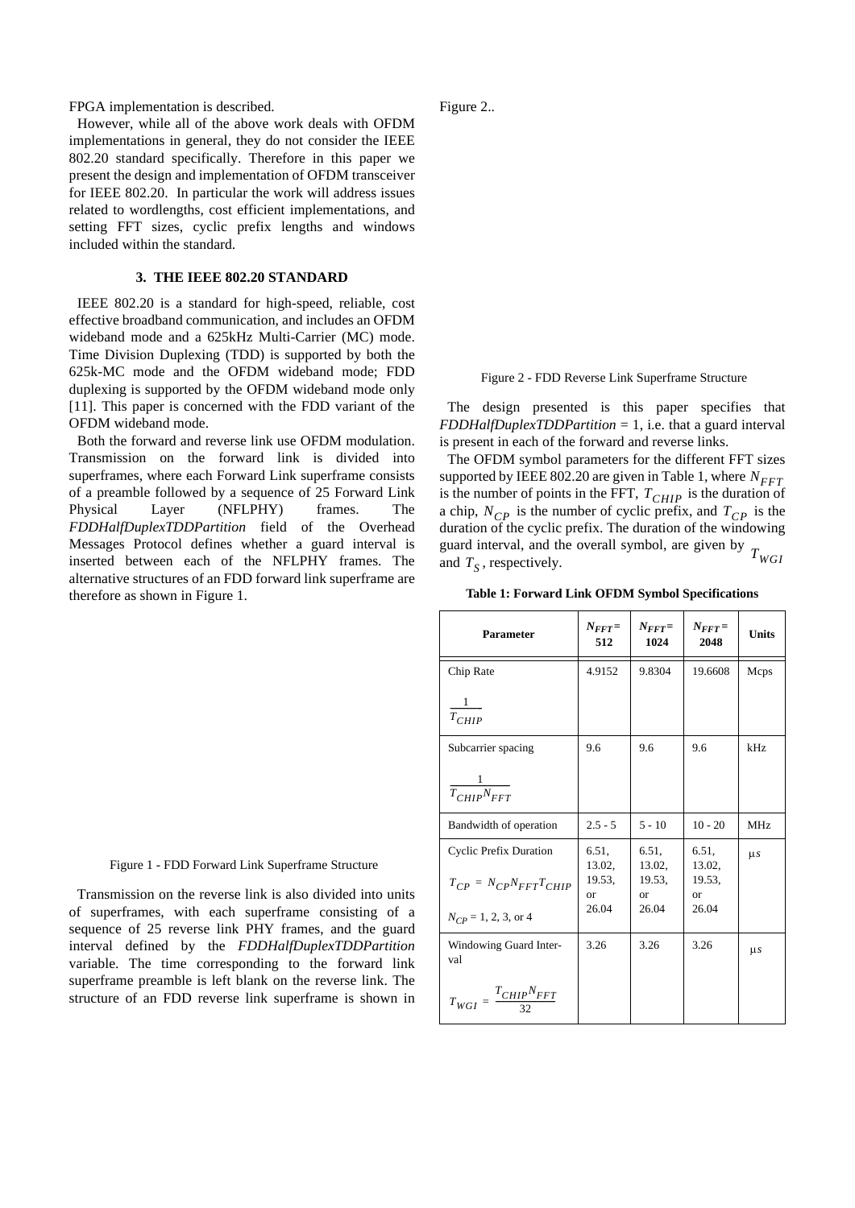FPGA implementation is described.

However, while all of the above work deals with OFDM implementations in general, they do not consider the IEEE 802.20 standard specifically. Therefore in this paper we present the design and implementation of OFDM transceiver for IEEE 802.20. In particular the work will address issues related to wordlengths, cost efficient implementations, and setting FFT sizes, cyclic prefix lengths and windows included within the standard.

## 3. THE IEEE 802.20 STANDARD

IEEE 802.20 is a standard for high-speed, reliable, cost effective broadband communication, and includes an OFDM wideband mode and a 625kHz Multi-Carrier (MC) mode. Time Division Duplexing (TDD) is supported by both the 625k-MC mode and the OFDM wideband mode; FDD duplexing is supported by the OFDM wideband mode only [11]. This paper is concerned with the FDD variant of the OFDM wideband mode.

Both the forward and reverse link use OFDM modulation. Transmission on the forward link is divided into superframes, where each Forward Link superframe consists of a preamble followed by a sequence of 25 Forward Link Physical Layer (NFLPHY) frames. The *FDDHalfDuplexTDDPartition* field of the Overhead Messages Protocol defines whether a guard interval is inserted between each of the NFLPHY frames. The alternative structures of an FDD forward link superframe are therefore as shown in Figure 1.

Figure 1 - FDD Forward Link Superframe Structure

Transmission on the reverse link is also divided into units of superframes, with each superframe consisting of a sequence of 25 reverse link PHY frames, and the guard interval defined by the *FDDHalfDuplexTDDPartition* variable. The time corresponding to the forward link superframe preamble is left blank on the reverse link. The structure of an FDD reverse link superframe is shown in Figure 2..

Figure 2 - FDD Reverse Link Superframe Structure

The design presented is this paper specifies that *FDDHalfDuplexTDDPartition* = 1, i.e. that a guard interval is present in each of the forward and reverse links.

The OFDM symbol parameters for the different FFT sizes supported by IEEE 802.20 are given in Table 1, where $N_{FFT}$ is the number of points in the FFT, $T_{CHIP}$ is the duration of a chip, $N_{CP}$ is the number of cyclic prefix, and $T_{CP}$ is the duration of the cyclic prefix. The duration of the windowing guard interval, and the overall symbol, are given by $T_{WGI}$ and $T_S$, respectively.

**Table 1: Forward Link OFDM Symbol Specifications**

| Parameter | $N_{FFT}$ = 512 | $N_{FFT}$ = 1024 | $N_{FFT}$ = 2048 | Units |
|---|---|---|---|---|
| Chip Rate $\frac{1}{T_{CHIP}}$ | 4.9152 | 9.8304 | 19.6608 | Mcps |
| Subcarrier spacing $\frac{1}{T_{CHIP}N_{FFT}}$ | 9.6 | 9.6 | 9.6 | kHz |
| Bandwidth of operation | 2.5 - 5 | 5 - 10 | 10 - 20 | MHz |
| Cyclic Prefix Duration $T_{CP} = N_{CP}N_{FFT}T_{CHIP}$, $N_{CP}$ = 1, 2, 3, or 4 | 6.51, 13.02, 19.53, or 26.04 | 6.51, 13.02, 19.53, or 26.04 | 6.51, 13.02, 19.53, or 26.04 | $\mu s$ |
| Windowing Guard Interval $T_{WGI} = \frac{T_{CHIP}N_{FFT}}{32}$ | 3.26 | 3.26 | 3.26 | $\mu s$ |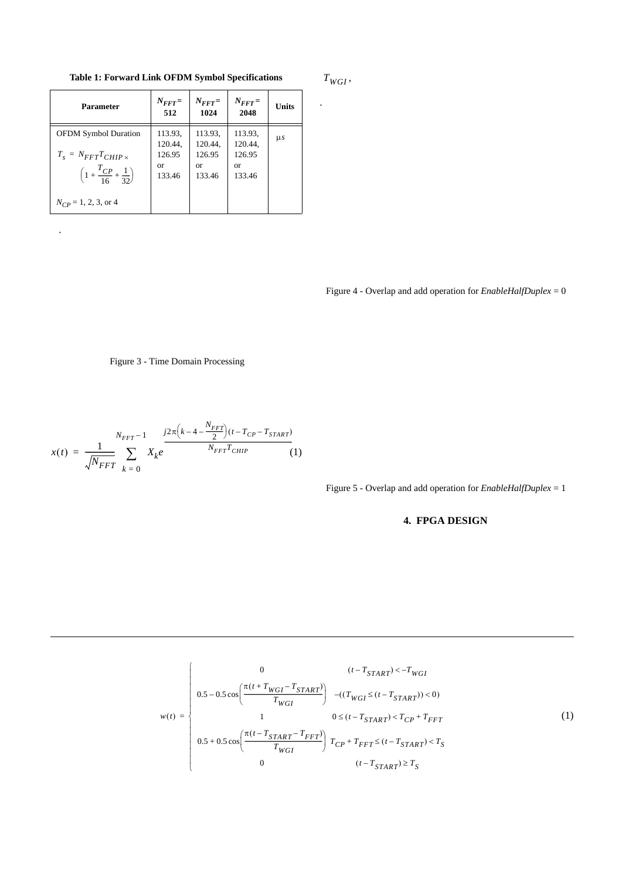**Table 1: Forward Link OFDM Symbol Specifications**

| Parameter | $N_{FFT}$ = 512 | $N_{FFT}$ = 1024 | $N_{FFT}$ = 2048 | Units |
|---|---|---|---|---|
| OFDM Symbol Duration $T_s = N_{FFT}T_{CHIP} \times \left(1 + \frac{T_{CP}}{16} + \frac{1}{32}\right)$ $N_{CP}$ = 1, 2, 3, or 4 | 113.93, 120.44, 126.95 or 133.46 | 113.93, 120.44, 126.95 or 133.46 | 113.93, 120.44, 126.95 or 133.46 | μs |

.

Figure 3 - Time Domain Processing

$$x(t) = \frac{1}{\sqrt{N_{FFT}}} \sum_{k=0}^{N_{FFT}-1} X_k e^{\frac{j2\pi\left(k - 4 - \frac{N_{FFT}}{2}\right)(t - T_{CP} - T_{START})}{N_{FFT}T_{CHIP}}} \quad (1)$$

$T_{WGI}$,

.

Figure 4 - Overlap and add operation for *EnableHalfDuplex* = 0

Figure 5 - Overlap and add operation for *EnableHalfDuplex* = 1

## 4. FPGA DESIGN

$$w(t) = \begin{cases} 0 & (t - T_{START}) < -T_{WGI} \\ 0.5 - 0.5\cos\left(\frac{\pi(t + T_{WGI} - T_{START})}{T_{WGI}}\right) & -((T_{WGI} \le (t - T_{START})) < 0) \\ 1 & 0 \le (t - T_{START}) < T_{CP} + T_{FFT} \\ 0.5 + 0.5\cos\left(\frac{\pi(t - T_{START} - T_{FFT})}{T_{WGI}}\right) & T_{CP} + T_{FFT} \le (t - T_{START}) < T_S \\ 0 & (t - T_{START}) \ge T_S \end{cases} \quad (1)$$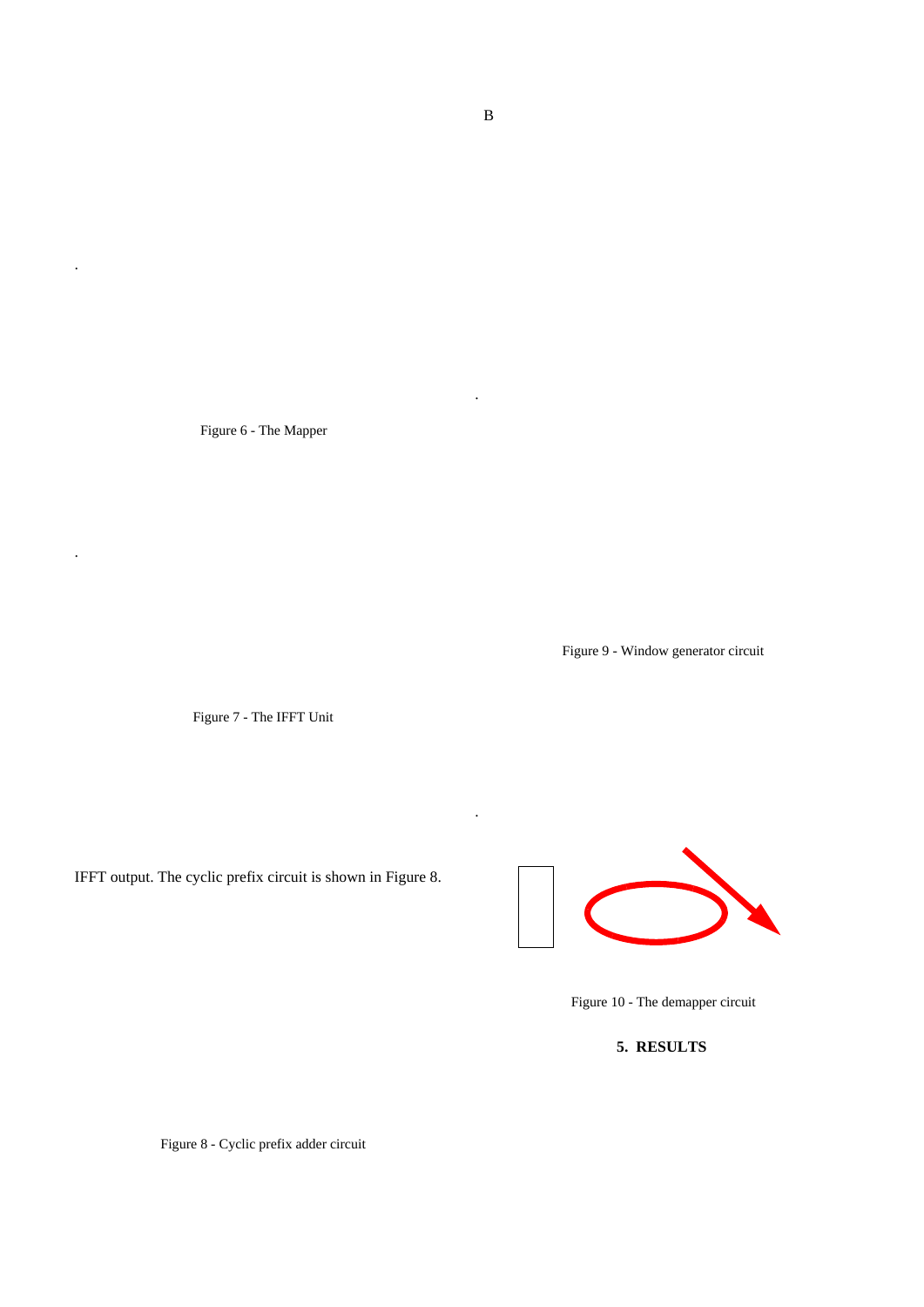B

.

.

Figure 6 - The Mapper

.

Figure 9 - Window generator circuit

Figure 7 - The IFFT Unit

.

IFFT output. The cyclic prefix circuit is shown in Figure 8.

Figure 10 - The demapper circuit

## 5. RESULTS

Figure 8 - Cyclic prefix adder circuit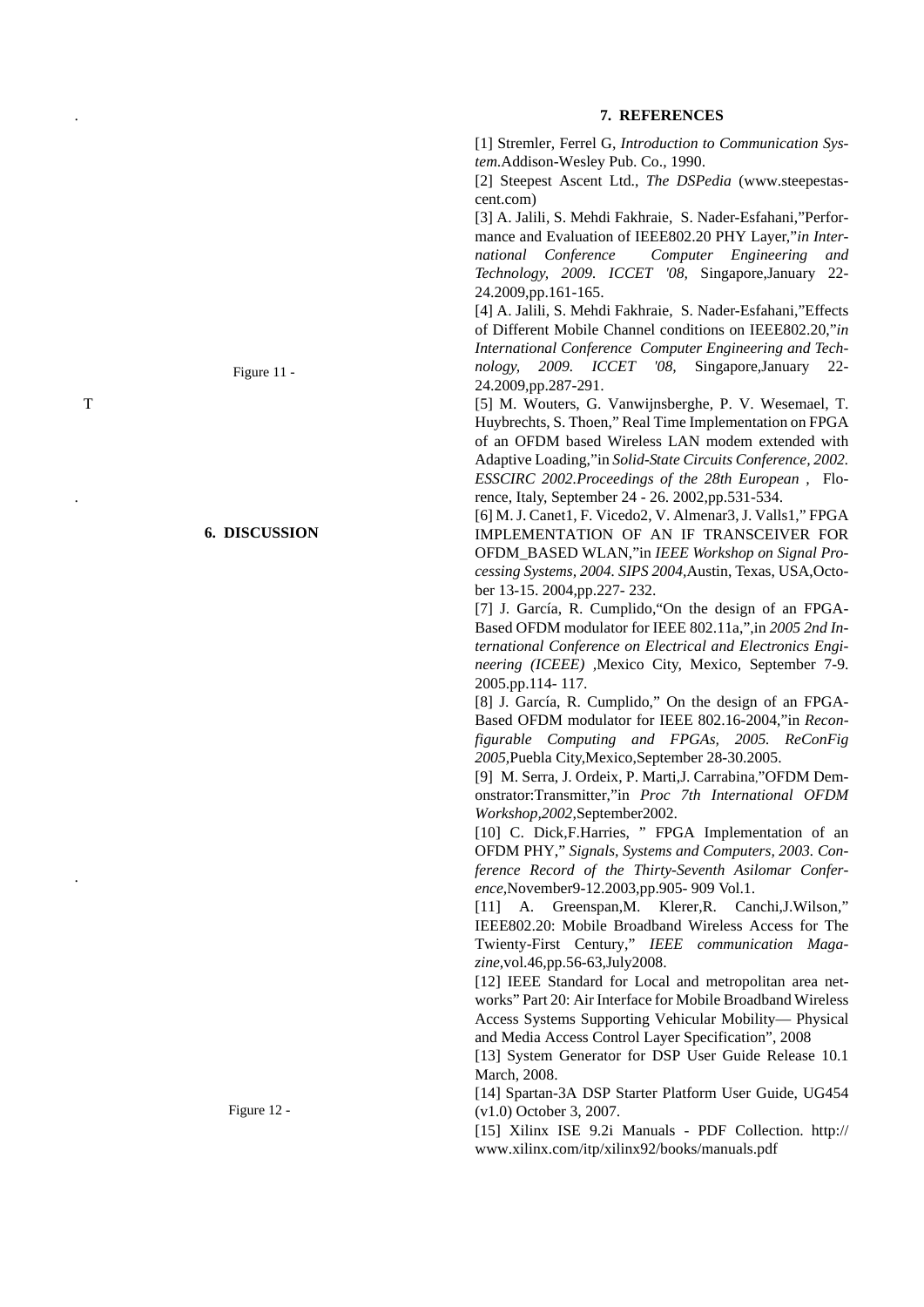.

Figure 11 -

T

.

## 6. DISCUSSION

.

Figure 12 -

## 7. REFERENCES

[1] Stremler, Ferrel G, *Introduction to Communication System*.Addison-Wesley Pub. Co., 1990.

[2] Steepest Ascent Ltd., *The DSPedia* (www.steepestascent.com)

[3] A. Jalili, S. Mehdi Fakhraie, S. Nader-Esfahani,"Performance and Evaluation of IEEE802.20 PHY Layer,"*in International Conference Computer Engineering and Technology, 2009. ICCET '08,* Singapore,January 22-24.2009,pp.161-165.

[4] A. Jalili, S. Mehdi Fakhraie, S. Nader-Esfahani,"Effects of Different Mobile Channel conditions on IEEE802.20,"*in International Conference Computer Engineering and Technology, 2009. ICCET '08,* Singapore,January 22-24.2009,pp.287-291.

[5] M. Wouters, G. Vanwijnsberghe, P. V. Wesemael, T. Huybrechts, S. Thoen," Real Time Implementation on FPGA of an OFDM based Wireless LAN modem extended with Adaptive Loading,"in *Solid-State Circuits Conference, 2002. ESSCIRC 2002.Proceedings of the 28th European ,* Florence, Italy, September 24 - 26. 2002,pp.531-534.

[6] M. J. Canet1, F. Vicedo2, V. Almenar3, J. Valls1," FPGA IMPLEMENTATION OF AN IF TRANSCEIVER FOR OFDM_BASED WLAN,"in *IEEE Workshop on Signal Processing Systems, 2004. SIPS 2004,*Austin, Texas, USA,October 13-15. 2004,pp.227- 232.

[7] J. García, R. Cumplido,"On the design of an FPGA-Based OFDM modulator for IEEE 802.11a,",in *2005 2nd International Conference on Electrical and Electronics Engineering (ICEEE)* ,Mexico City, Mexico, September 7-9. 2005.pp.114- 117.

[8] J. García, R. Cumplido," On the design of an FPGA-Based OFDM modulator for IEEE 802.16-2004,"in *Reconfigurable Computing and FPGAs, 2005. ReConFig 2005,*Puebla City,Mexico,September 28-30.2005.

[9] M. Serra, J. Ordeix, P. Marti,J. Carrabina,"OFDM Demonstrator:Transmitter,"in *Proc 7th International OFDM Workshop,2002,*September2002.

[10] C. Dick,F.Harries, " FPGA Implementation of an OFDM PHY," *Signals, Systems and Computers, 2003. Conference Record of the Thirty-Seventh Asilomar Conference,*November9-12.2003,pp.905- 909 Vol.1.

[11] A. Greenspan,M. Klerer,R. Canchi,J.Wilson," IEEE802.20: Mobile Broadband Wireless Access for The Twienty-First Century," *IEEE communication Magazine,*vol.46,pp.56-63,July2008.

[12] IEEE Standard for Local and metropolitan area networks" Part 20: Air Interface for Mobile Broadband Wireless Access Systems Supporting Vehicular Mobility— Physical and Media Access Control Layer Specification", 2008

[13] System Generator for DSP User Guide Release 10.1 March, 2008.

[14] Spartan-3A DSP Starter Platform User Guide, UG454 (v1.0) October 3, 2007.

[15] Xilinx ISE 9.2i Manuals - PDF Collection. http://www.xilinx.com/itp/xilinx92/books/manuals.pdf